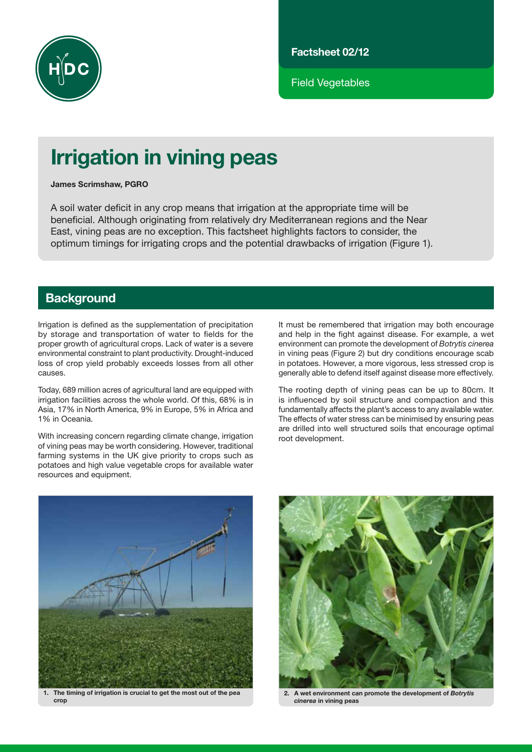Factsheet 02/12

Field Vegetables

# Irrigation in vining peas

**James Scrimshaw, PGRO**

A soil water deficit in any crop means that irrigation at the appropriate time will be beneficial. Although originating from relatively dry Mediterranean regions and the Near East, vining peas are no exception. This factsheet highlights factors to consider, the optimum timings for irrigating crops and the potential drawbacks of irrigation (Figure 1).

## Background

Irrigation is defined as the supplementation of precipitation by storage and transportation of water to fields for the proper growth of agricultural crops. Lack of water is a severe environmental constraint to plant productivity. Drought-induced loss of crop yield probably exceeds losses from all other causes.

Today, 689 million acres of agricultural land are equipped with irrigation facilities across the whole world. Of this, 68% is in Asia, 17% in North America, 9% in Europe, 5% in Africa and 1% in Oceania.

With increasing concern regarding climate change, irrigation of vining peas may be worth considering. However, traditional farming systems in the UK give priority to crops such as potatoes and high value vegetable crops for available water resources and equipment.

It must be remembered that irrigation may both encourage and help in the fight against disease. For example, a wet environment can promote the development of *Botrytis cinerea* in vining peas (Figure 2) but dry conditions encourage scab in potatoes. However, a more vigorous, less stressed crop is generally able to defend itself against disease more effectively.

The rooting depth of vining peas can be up to 80cm. It is influenced by soil structure and compaction and this fundamentally affects the plant's access to any available water. The effects of water stress can be minimised by ensuring peas are drilled into well structured soils that encourage optimal root development.

**1. The timing of irrigation is crucial to get the most out of the pea crop**

**2. A wet environment can promote the development of *Botrytis cinerea* in vining peas**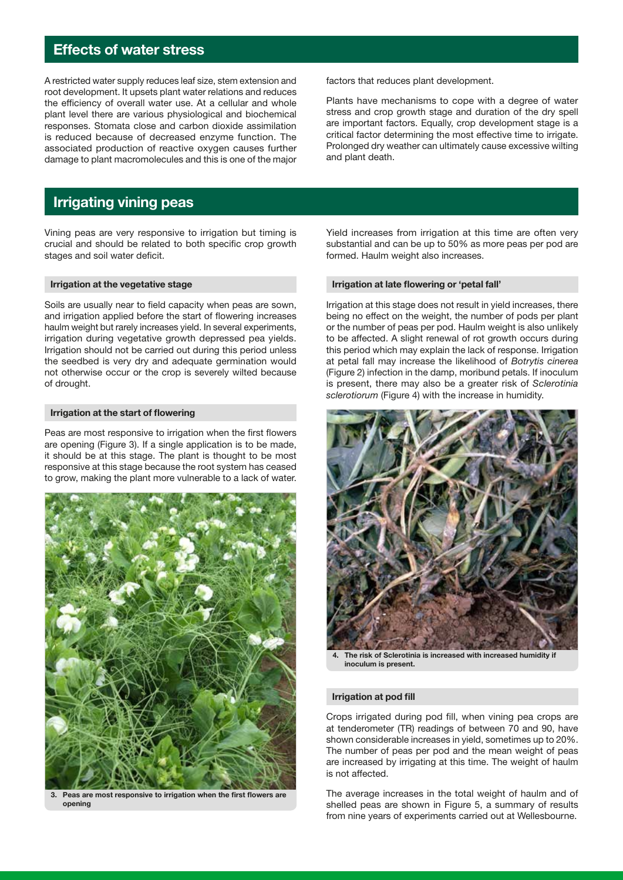## Effects of water stress

A restricted water supply reduces leaf size, stem extension and root development. It upsets plant water relations and reduces the efficiency of overall water use. At a cellular and whole plant level there are various physiological and biochemical responses. Stomata close and carbon dioxide assimilation is reduced because of decreased enzyme function. The associated production of reactive oxygen causes further damage to plant macromolecules and this is one of the major factors that reduces plant development.

Plants have mechanisms to cope with a degree of water stress and crop growth stage and duration of the dry spell are important factors. Equally, crop development stage is a critical factor determining the most effective time to irrigate. Prolonged dry weather can ultimately cause excessive wilting and plant death.

## Irrigating vining peas

Vining peas are very responsive to irrigation but timing is crucial and should be related to both specific crop growth stages and soil water deficit.

### Irrigation at the vegetative stage

Soils are usually near to field capacity when peas are sown, and irrigation applied before the start of flowering increases haulm weight but rarely increases yield. In several experiments, irrigation during vegetative growth depressed pea yields. Irrigation should not be carried out during this period unless the seedbed is very dry and adequate germination would not otherwise occur or the crop is severely wilted because of drought.

### Irrigation at the start of flowering

Peas are most responsive to irrigation when the first flowers are opening (Figure 3). If a single application is to be made, it should be at this stage. The plant is thought to be most responsive at this stage because the root system has ceased to grow, making the plant more vulnerable to a lack of water.

**3. Peas are most responsive to irrigation when the first flowers are opening**

Yield increases from irrigation at this time are often very substantial and can be up to 50% as more peas per pod are formed. Haulm weight also increases.

### Irrigation at late flowering or 'petal fall'

Irrigation at this stage does not result in yield increases, there being no effect on the weight, the number of pods per plant or the number of peas per pod. Haulm weight is also unlikely to be affected. A slight renewal of rot growth occurs during this period which may explain the lack of response. Irrigation at petal fall may increase the likelihood of *Botrytis cinerea* (Figure 2) infection in the damp, moribund petals. If inoculum is present, there may also be a greater risk of *Sclerotinia sclerotiorum* (Figure 4) with the increase in humidity.

**4. The risk of Sclerotinia is increased with increased humidity if inoculum is present.**

### Irrigation at pod fill

Crops irrigated during pod fill, when vining pea crops are at tenderometer (TR) readings of between 70 and 90, have shown considerable increases in yield, sometimes up to 20%. The number of peas per pod and the mean weight of peas are increased by irrigating at this time. The weight of haulm is not affected.

The average increases in the total weight of haulm and of shelled peas are shown in Figure 5, a summary of results from nine years of experiments carried out at Wellesbourne.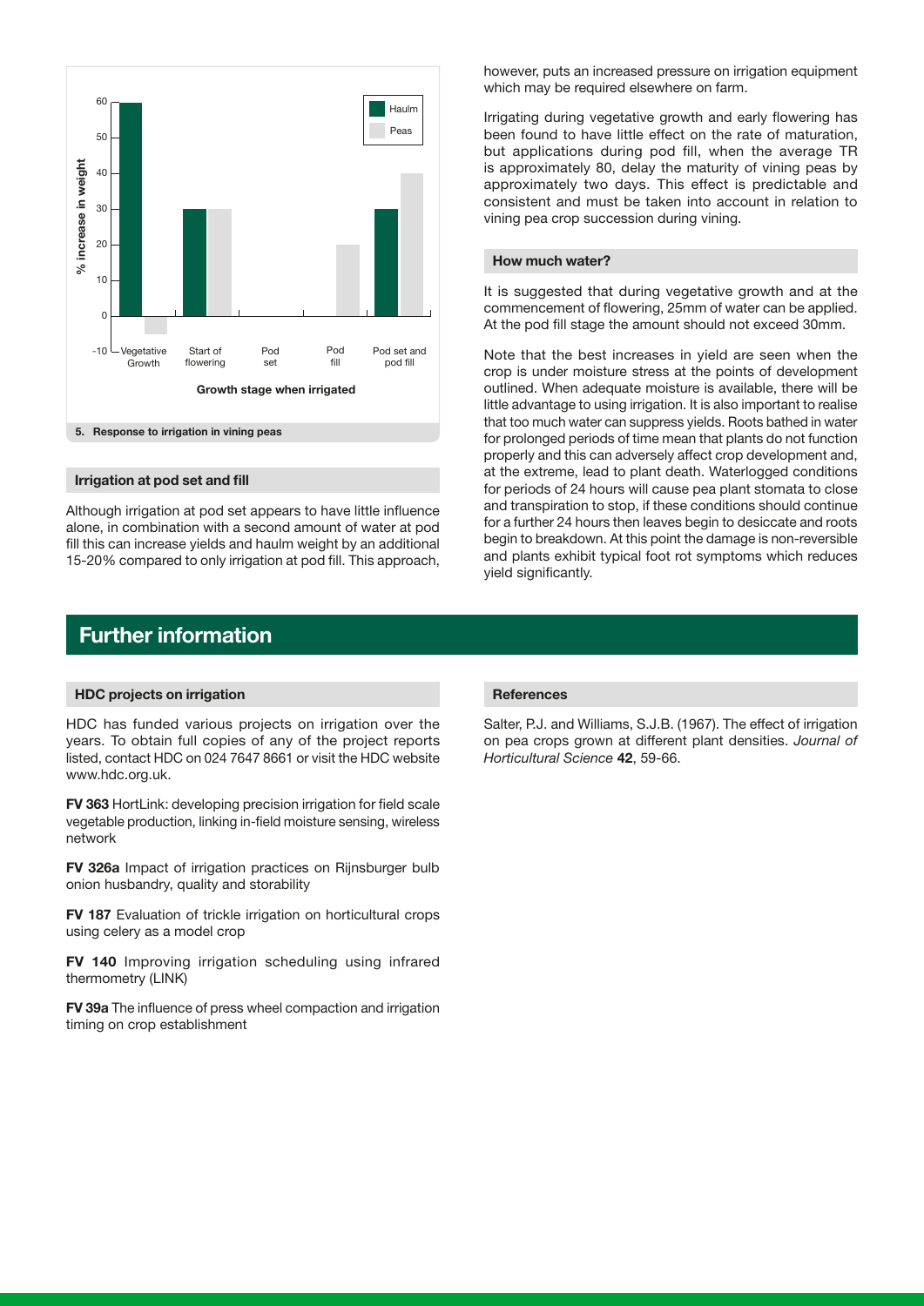5. Response to irrigation in vining peas

### Irrigation at pod set and fill

Although irrigation at pod set appears to have little influence alone, in combination with a second amount of water at pod fill this can increase yields and haulm weight by an additional 15-20% compared to only irrigation at pod fill. This approach, however, puts an increased pressure on irrigation equipment which may be required elsewhere on farm.

Irrigating during vegetative growth and early flowering has been found to have little effect on the rate of maturation, but applications during pod fill, when the average TR is approximately 80, delay the maturity of vining peas by approximately two days. This effect is predictable and consistent and must be taken into account in relation to vining pea crop succession during vining.

### How much water?

It is suggested that during vegetative growth and at the commencement of flowering, 25mm of water can be applied. At the pod fill stage the amount should not exceed 30mm.

Note that the best increases in yield are seen when the crop is under moisture stress at the points of development outlined. When adequate moisture is available, there will be little advantage to using irrigation. It is also important to realise that too much water can suppress yields. Roots bathed in water for prolonged periods of time mean that plants do not function properly and this can adversely affect crop development and, at the extreme, lead to plant death. Waterlogged conditions for periods of 24 hours will cause pea plant stomata to close and transpiration to stop, if these conditions should continue for a further 24 hours then leaves begin to desiccate and roots begin to breakdown. At this point the damage is non-reversible and plants exhibit typical foot rot symptoms which reduces yield significantly.

## Further information

### HDC projects on irrigation

HDC has funded various projects on irrigation over the years. To obtain full copies of any of the project reports listed, contact HDC on 024 7647 8661 or visit the HDC website www.hdc.org.uk.

**FV 363** HortLink: developing precision irrigation for field scale vegetable production, linking in-field moisture sensing, wireless network

**FV 326a** Impact of irrigation practices on Rijnsburger bulb onion husbandry, quality and storability

**FV 187** Evaluation of trickle irrigation on horticultural crops using celery as a model crop

**FV 140** Improving irrigation scheduling using infrared thermometry (LINK)

**FV 39a** The influence of press wheel compaction and irrigation timing on crop establishment

### References

Salter, P.J. and Williams, S.J.B. (1967). The effect of irrigation on pea crops grown at different plant densities. *Journal of Horticultural Science* **42**, 59-66.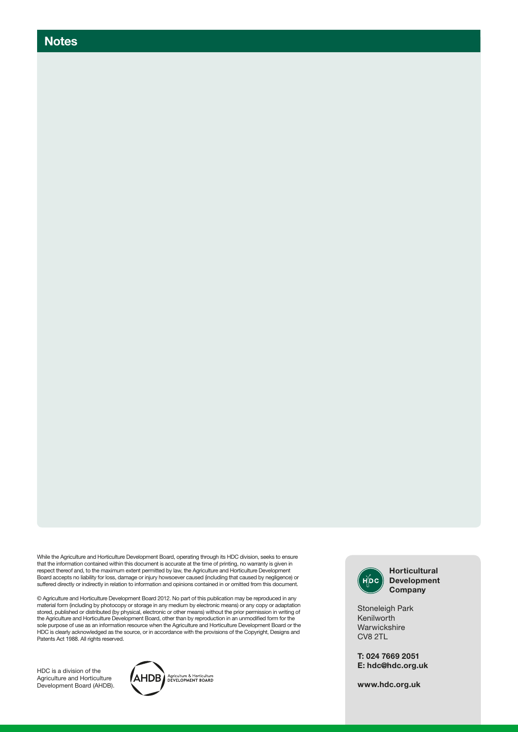## Notes

While the Agriculture and Horticulture Development Board, operating through its HDC division, seeks to ensure that the information contained within this document is accurate at the time of printing, no warranty is given in respect thereof and, to the maximum extent permitted by law, the Agriculture and Horticulture Development Board accepts no liability for loss, damage or injury howsoever caused (including that caused by negligence) or suffered directly or indirectly in relation to information and opinions contained in or omitted from this document.

© Agriculture and Horticulture Development Board 2012. No part of this publication may be reproduced in any material form (including by photocopy or storage in any medium by electronic means) or any copy or adaptation stored, published or distributed (by physical, electronic or other means) without the prior permission in writing of the Agriculture and Horticulture Development Board, other than by reproduction in an unmodified form for the sole purpose of use as an information resource when the Agriculture and Horticulture Development Board or the HDC is clearly acknowledged as the source, or in accordance with the provisions of the Copyright, Designs and Patents Act 1988. All rights reserved.

HDC is a division of the Agriculture and Horticulture Development Board (AHDB).

AHDB Agriculture & Horticulture DEVELOPMENT BOARD

**Horticultural Development Company**

Stoneleigh Park
Kenilworth
Warwickshire
CV8 2TL

**T: 024 7669 2051**
**E: hdc@hdc.org.uk**

**www.hdc.org.uk**